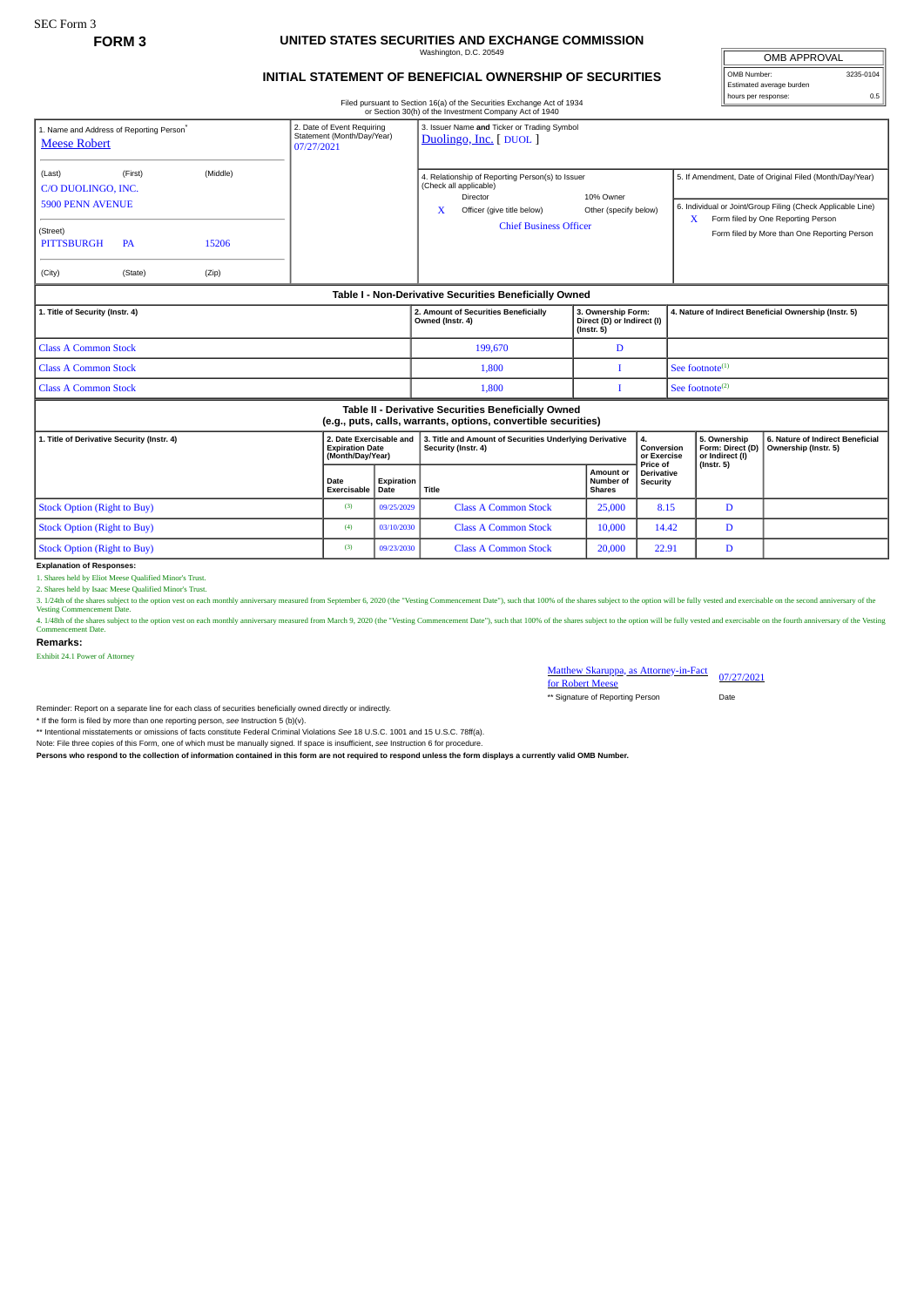SEC Form 3

**FORM 3**

# UNITED STATES SECURITIES AND EXCHANGE COMMISSION

Washington, D.C. 20549

## INITIAL STATEMENT OF BENEFICIAL OWNERSHIP OF SECURITIES

Filed pursuant to Section 16(a) of the Securities Exchange Act of 1934 or Section 30(h) of the Investment Company Act of 1940

| OMB APPROVAL | |
|---|---|
| OMB Number: | 3235-0104 |
| Estimated average burden | |
| hours per response: | 0.5 |

1. Name and Address of Reporting Person*
Meese Robert

(Last) (First) (Middle)
C/O DUOLINGO, INC.
5900 PENN AVENUE

(Street)
PITTSBURGH PA 15206

(City) (State) (Zip)

2. Date of Event Requiring Statement (Month/Day/Year)
07/27/2021

3. Issuer Name and Ticker or Trading Symbol
Duolingo, Inc. [ DUOL ]

4. Relationship of Reporting Person(s) to Issuer (Check all applicable)
Director
10% Owner
X Officer (give title below)
Other (specify below)
Chief Business Officer

5. If Amendment, Date of Original Filed (Month/Day/Year)

6. Individual or Joint/Group Filing (Check Applicable Line)
X Form filed by One Reporting Person
Form filed by More than One Reporting Person

### Table I - Non-Derivative Securities Beneficially Owned

| 1. Title of Security (Instr. 4) | 2. Amount of Securities Beneficially Owned (Instr. 4) | 3. Ownership Form: Direct (D) or Indirect (I) (Instr. 5) | 4. Nature of Indirect Beneficial Ownership (Instr. 5) |
|---|---|---|---|
| Class A Common Stock | 199,670 | D | |
| Class A Common Stock | 1,800 | I | See footnote[1] |
| Class A Common Stock | 1,800 | I | See footnote[2] |

### Table II - Derivative Securities Beneficially Owned (e.g., puts, calls, warrants, options, convertible securities)

| 1. Title of Derivative Security (Instr. 4) | 2. Date Exercisable and Expiration Date (Month/Day/Year) | | 3. Title and Amount of Securities Underlying Derivative Security (Instr. 4) | | 4. Conversion or Exercise Price of Derivative Security | 5. Ownership Form: Direct (D) or Indirect (I) (Instr. 5) | 6. Nature of Indirect Beneficial Ownership (Instr. 5) |
|---|---|---|---|---|---|---|---|
| | Date Exercisable | Expiration Date | Title | Amount or Number of Shares | | | |
| Stock Option (Right to Buy) | (3) | 09/25/2029 | Class A Common Stock | 25,000 | 8.15 | D | |
| Stock Option (Right to Buy) | (4) | 03/10/2030 | Class A Common Stock | 10,000 | 14.42 | D | |
| Stock Option (Right to Buy) | (3) | 09/23/2030 | Class A Common Stock | 20,000 | 22.91 | D | |

**Explanation of Responses:**

1. Shares held by Eliot Meese Qualified Minor's Trust.

2. Shares held by Isaac Meese Qualified Minor's Trust.

3. 1/24th of the shares subject to the option vest on each monthly anniversary measured from September 6, 2020 (the "Vesting Commencement Date"), such that 100% of the shares subject to the option will be fully vested and exercisable on the second anniversary of the Vesting Commencement Date.

4. 1/48th of the shares subject to the option vest on each monthly anniversary measured from March 9, 2020 (the "Vesting Commencement Date"), such that 100% of the shares subject to the option will be fully vested and exercisable on the fourth anniversary of the Vesting Commencement Date.

**Remarks:**

Exhibit 24.1 Power of Attorney

Matthew Skaruppa, as Attorney-in-Fact for Robert Meese — 07/27/2021

** Signature of Reporting Person — Date

Reminder: Report on a separate line for each class of securities beneficially owned directly or indirectly.

* If the form is filed by more than one reporting person, see Instruction 5 (b)(v).

** Intentional misstatements or omissions of facts constitute Federal Criminal Violations See 18 U.S.C. 1001 and 15 U.S.C. 78ff(a).

Note: File three copies of this Form, one of which must be manually signed. If space is insufficient, see Instruction 6 for procedure.

**Persons who respond to the collection of information contained in this form are not required to respond unless the form displays a currently valid OMB Number.**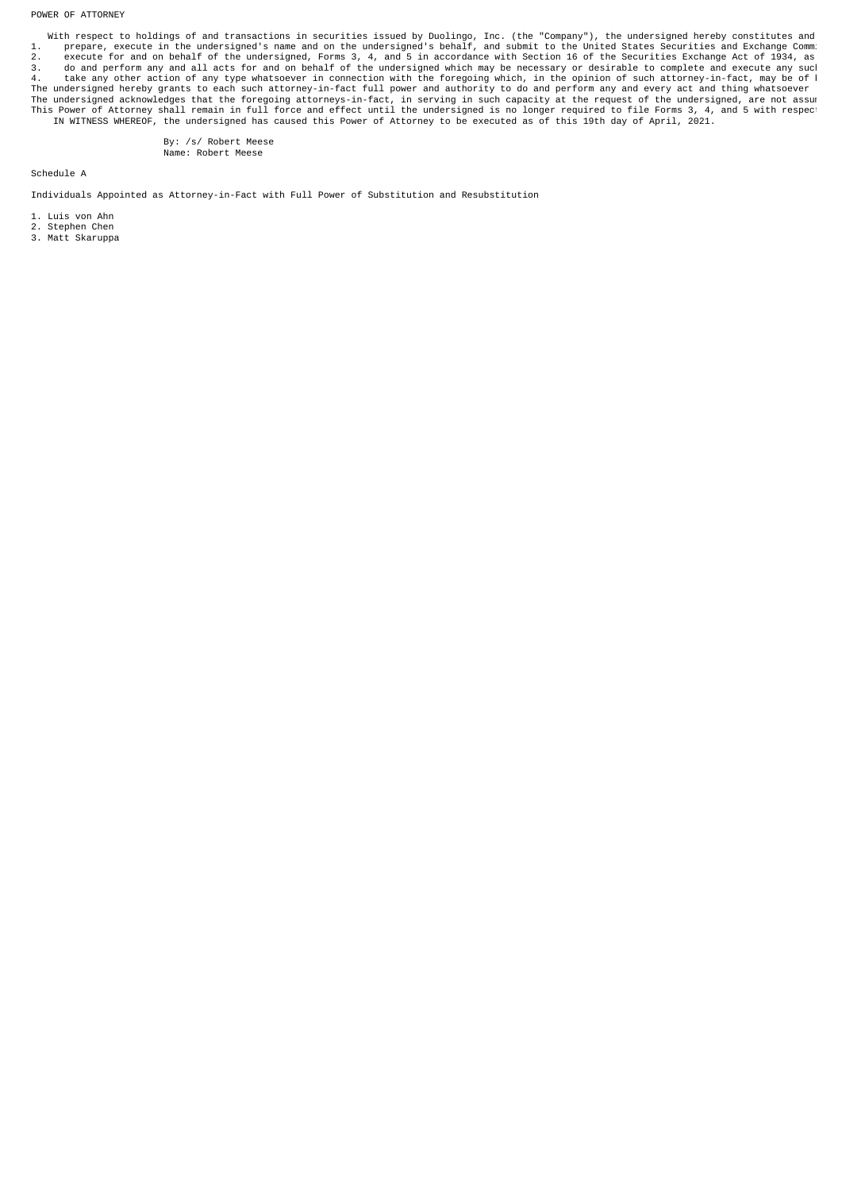POWER OF ATTORNEY

With respect to holdings of and transactions in securities issued by Duolingo, Inc. (the "Company"), the undersigned hereby constitutes and

1. prepare, execute in the undersigned's name and on the undersigned's behalf, and submit to the United States Securities and Exchange Comm
2. execute for and on behalf of the undersigned, Forms 3, 4, and 5 in accordance with Section 16 of the Securities Exchange Act of 1934, as
3. do and perform any and all acts for and on behalf of the undersigned which may be necessary or desirable to complete and execute any suc
4. take any other action of any type whatsoever in connection with the foregoing which, in the opinion of such attorney-in-fact, may be of

The undersigned hereby grants to each such attorney-in-fact full power and authority to do and perform any and every act and thing whatsoever

The undersigned acknowledges that the foregoing attorneys-in-fact, in serving in such capacity at the request of the undersigned, are not assu

This Power of Attorney shall remain in full force and effect until the undersigned is no longer required to file Forms 3, 4, and 5 with respec

IN WITNESS WHEREOF, the undersigned has caused this Power of Attorney to be executed as of this 19th day of April, 2021.

By: /s/ Robert Meese
Name: Robert Meese

Schedule A

Individuals Appointed as Attorney-in-Fact with Full Power of Substitution and Resubstitution

1. Luis von Ahn
2. Stephen Chen
3. Matt Skaruppa